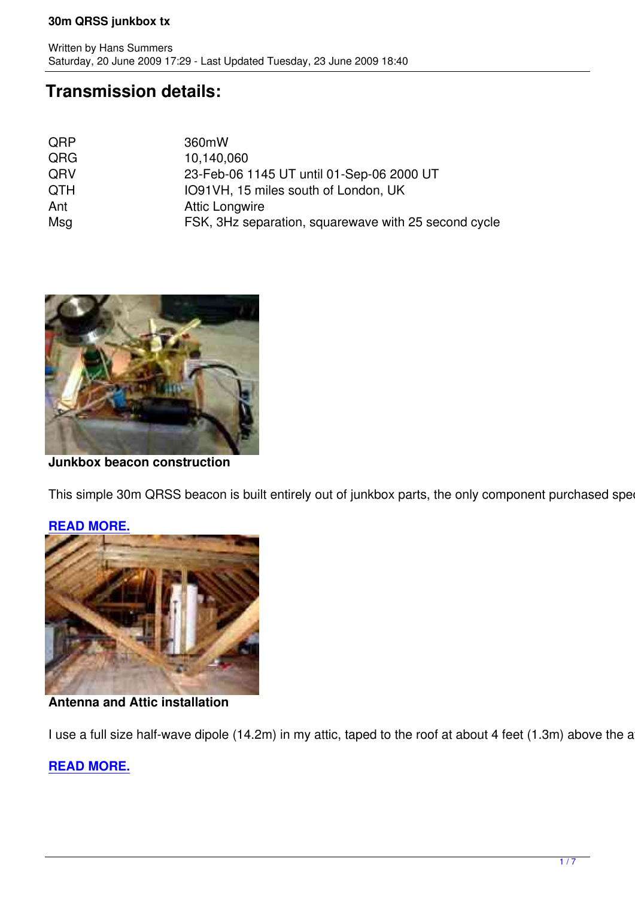# Transmission details:

| | |
|---|---|
| QRP | 360mW |
| QRG | 10,140,060 |
| QRV | 23-Feb-06 1145 UT until 01-Sep-06 2000 UT |
| QTH | IO91VH, 15 miles south of London, UK |
| Ant | Attic Longwire |
| Msg | FSK, 3Hz separation, squarewave with 25 second cycle |

**Junkbox beacon construction**

This simple 30m QRSS beacon is built entirely out of junkbox parts, the only component purchased spec

**READ MORE.**

**Antenna and Attic installation**

I use a full size half-wave dipole (14.2m) in my attic, taped to the roof at about 4 feet (1.3m) above the a

**READ MORE.**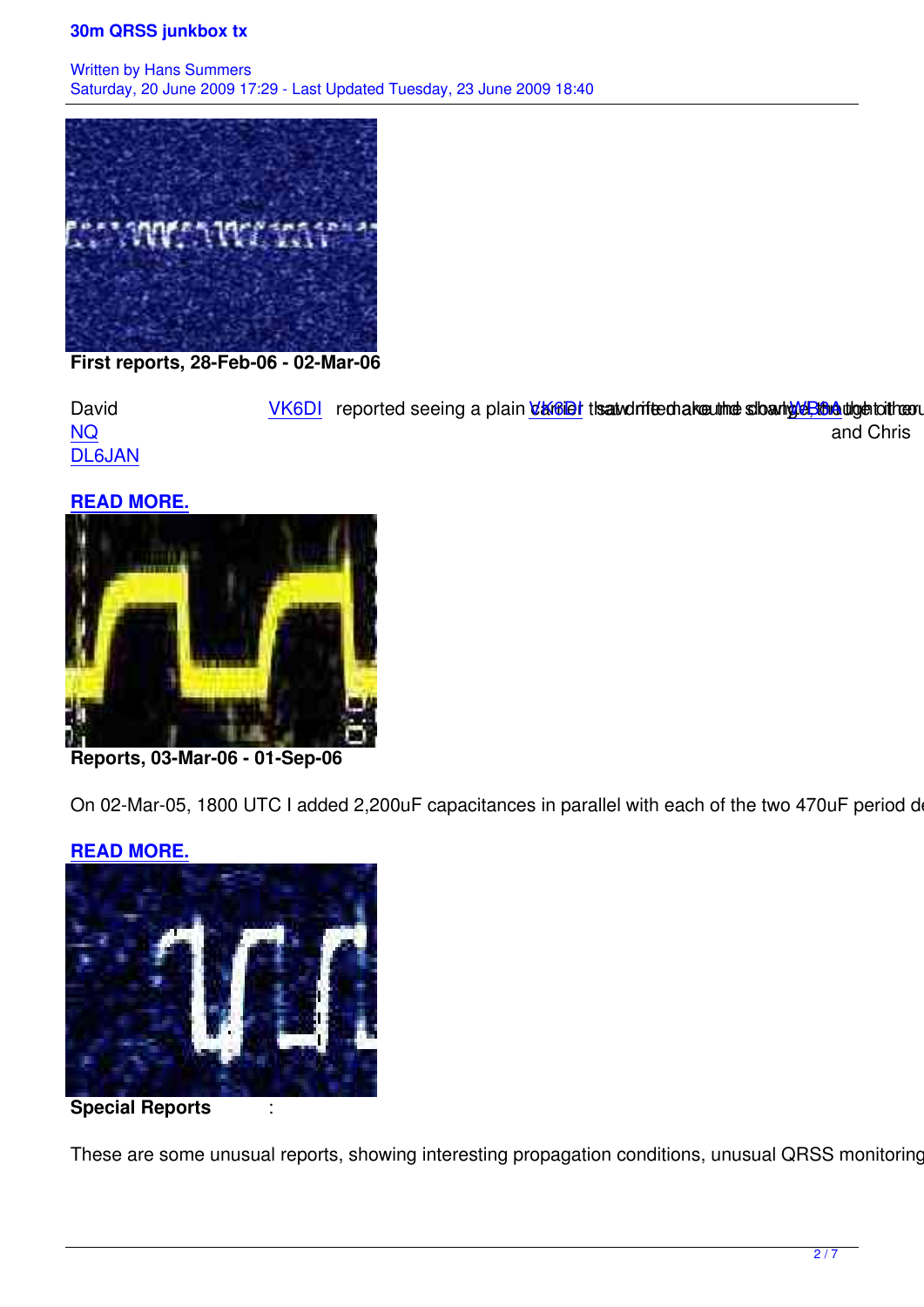**First reports, 28-Feb-06 - 02-Mar-06**

David VK6DI reported seeing a plain carrier that drifted around the slowly, VK6DI saw it make the change WB8A thought it co... NQ and Chris DL6JAN

**READ MORE.**

**Reports, 03-Mar-06 - 01-Sep-06**

On 02-Mar-05, 1800 UTC I added 2,200uF capacitances in parallel with each of the two 470uF period d

**READ MORE.**

**Special Reports** :

These are some unusual reports, showing interesting propagation conditions, unusual QRSS monitoring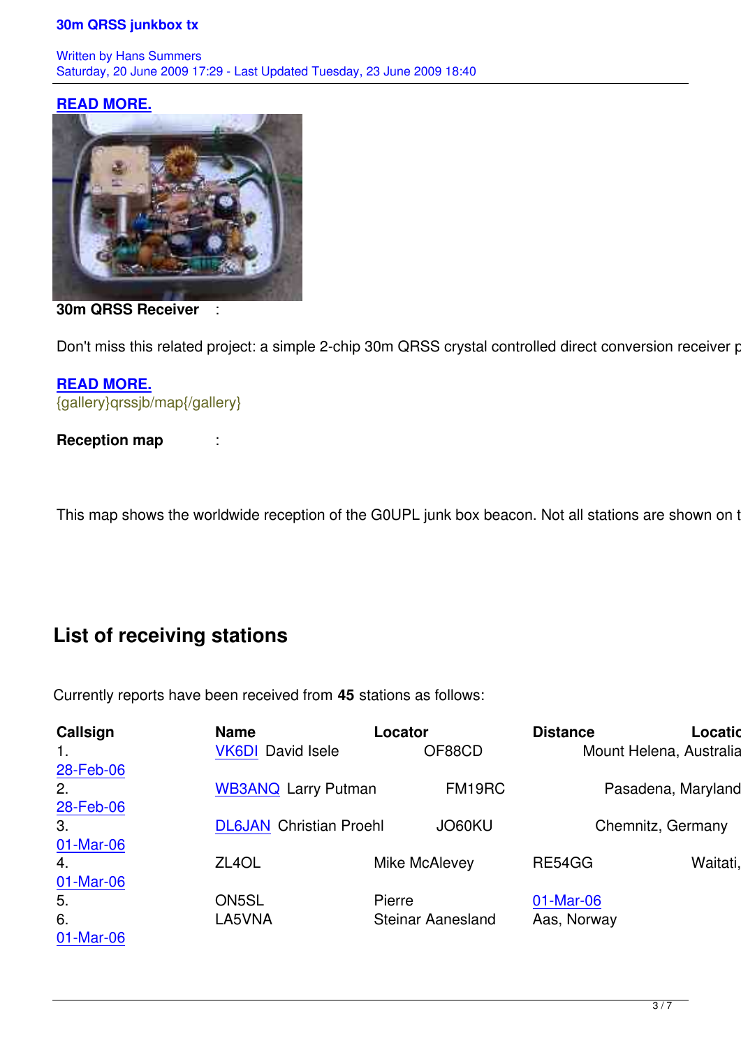**[READ MORE.](#)**

**30m QRSS Receiver** :

Don't miss this related project: a simple 2-chip 30m QRSS crystal controlled direct conversion receiver p

**[READ MORE.](#)**

{gallery}qrssjb/map{/gallery}

**Reception map** :

This map shows the worldwide reception of the G0UPL junk box beacon. Not all stations are shown on t

## List of receiving stations

Currently reports have been received from **45** stations as follows:

| Callsign | Name | Locator | Distance | Locatio |
|---|---|---|---|---|
| 1. 28-Feb-06 | VK6DI David Isele | OF88CD | | Mount Helena, Australia |
| 2. 28-Feb-06 | WB3ANQ Larry Putman | FM19RC | | Pasadena, Maryland |
| 3. 01-Mar-06 | DL6JAN Christian Proehl | JO60KU | | Chemnitz, Germany |
| 4. 01-Mar-06 | ZL4OL | Mike McAlevey | RE54GG | Waitati, |
| 5. | ON5SL | Pierre | 01-Mar-06 | |
| 6. 01-Mar-06 | LA5VNA | Steinar Aanesland | Aas, Norway | |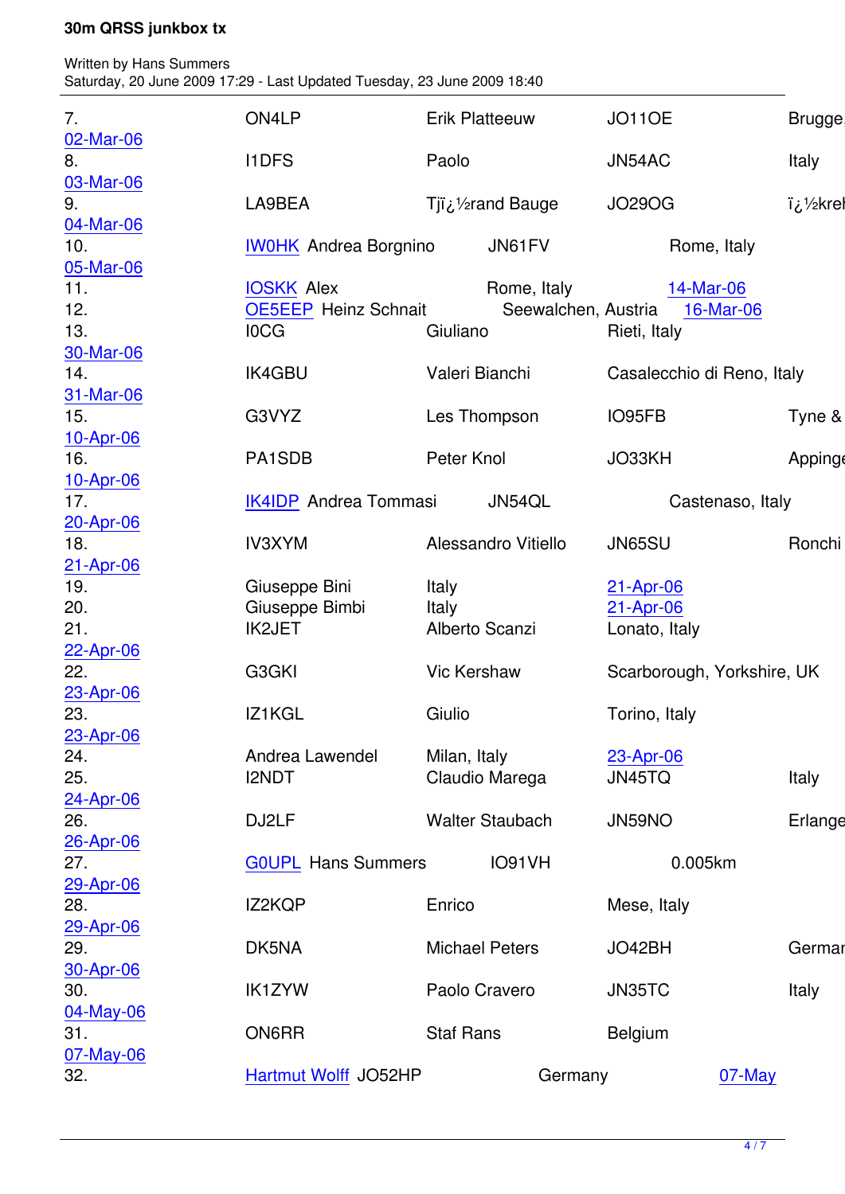| | | | | | |
|---|---|---|---|---|---|
| 7. | ON4LP | Erik Platteeuw | JO11OE | Brugge | 02-Mar-06 |
| 8. | I1DFS | Paolo | JN54AC | Italy | 03-Mar-06 |
| 9. | LA9BEA | Tjï¿½rand Bauge | JO29OG | ï¿½krel | 04-Mar-06 |
| 10. | IW0HK | Andrea Borgnino | JN61FV | Rome, Italy | 05-Mar-06 |
| 11. | IOSKK | Alex | | Rome, Italy | 14-Mar-06 |
| 12. | OE5EEP | Heinz Schnait | | Seewalchen, Austria | 16-Mar-06 |
| 13. | I0CG | Giuliano | | Rieti, Italy | 30-Mar-06 |
| 14. | IK4GBU | Valeri Bianchi | | Casalecchio di Reno, Italy | 31-Mar-06 |
| 15. | G3VYZ | Les Thompson | IO95FB | Tyne & | 10-Apr-06 |
| 16. | PA1SDB | Peter Knol | JO33KH | Appinge | 10-Apr-06 |
| 17. | IK4IDP | Andrea Tommasi | JN54QL | Castenaso, Italy | 20-Apr-06 |
| 18. | IV3XYM | Alessandro Vitiello | JN65SU | Ronchi | 21-Apr-06 |
| 19. | | Giuseppe Bini | | Italy | 21-Apr-06 |
| 20. | | Giuseppe Bimbi | | Italy | 21-Apr-06 |
| 21. | IK2JET | Alberto Scanzi | | Lonato, Italy | 22-Apr-06 |
| 22. | G3GKI | Vic Kershaw | | Scarborough, Yorkshire, UK | 23-Apr-06 |
| 23. | IZ1KGL | Giulio | | Torino, Italy | 23-Apr-06 |
| 24. | | Andrea Lawendel | | Milan, Italy | 23-Apr-06 |
| 25. | I2NDT | Claudio Marega | JN45TQ | Italy | 24-Apr-06 |
| 26. | DJ2LF | Walter Staubach | JN59NO | Erlange | 26-Apr-06 |
| 27. | G0UPL | Hans Summers | IO91VH | 0.005km | 29-Apr-06 |
| 28. | IZ2KQP | Enrico | | Mese, Italy | 29-Apr-06 |
| 29. | DK5NA | Michael Peters | JO42BH | Germar | 30-Apr-06 |
| 30. | IK1ZYW | Paolo Cravero | JN35TC | Italy | 04-May-06 |
| 31. | ON6RR | Staf Rans | | Belgium | 07-May-06 |
| 32. | | Hartmut Wolff | JO52HP | Germany | 07-May |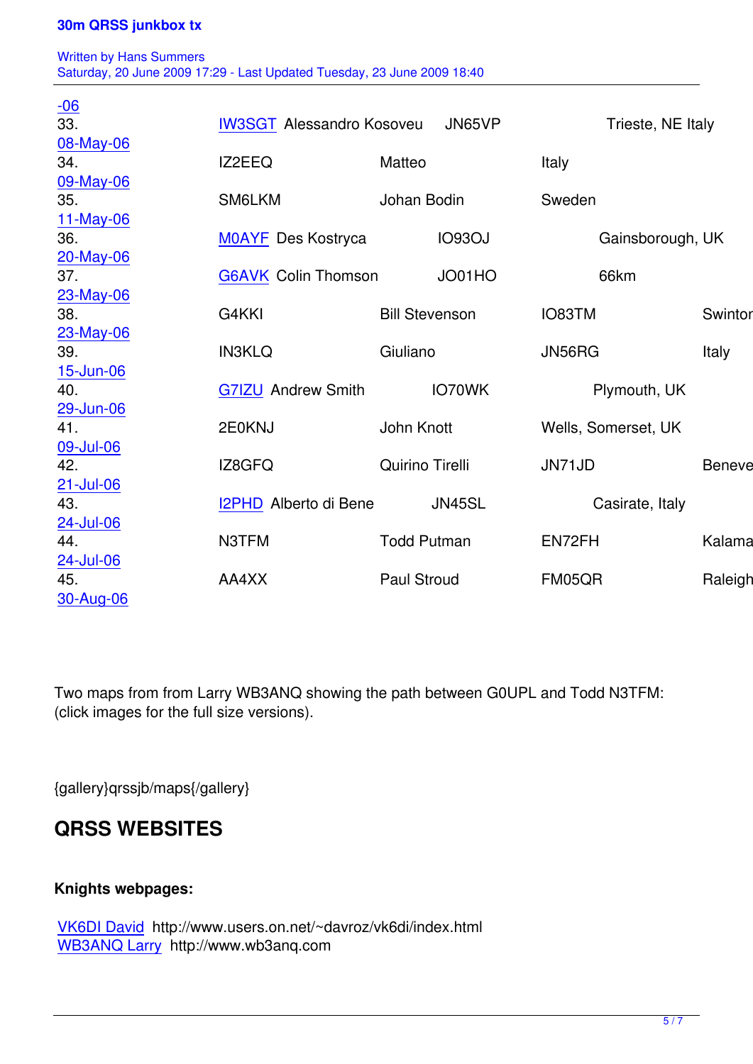| | | | | |
|---|---|---|---|---|
| -06 | | | | |
| 33. | IW3SGT | Alessandro Kosoveu | JN65VP | Trieste, NE Italy |
| 08-May-06 | | | | |
| 34. | IZ2EEQ | Matteo | Italy | |
| 09-May-06 | | | | |
| 35. | SM6LKM | Johan Bodin | Sweden | |
| 11-May-06 | | | | |
| 36. | M0AYF | Des Kostryca | IO93OJ | Gainsborough, UK |
| 20-May-06 | | | | |
| 37. | G6AVK | Colin Thomson | JO01HO | 66km |
| 23-May-06 | | | | |
| 38. | G4KKI | Bill Stevenson | IO83TM | Swintor |
| 23-May-06 | | | | |
| 39. | IN3KLQ | Giuliano | JN56RG | Italy |
| 15-Jun-06 | | | | |
| 40. | G7IZU | Andrew Smith | IO70WK | Plymouth, UK |
| 29-Jun-06 | | | | |
| 41. | 2E0KNJ | John Knott | Wells, Somerset, UK | |
| 09-Jul-06 | | | | |
| 42. | IZ8GFQ | Quirino Tirelli | JN71JD | Beneve |
| 21-Jul-06 | | | | |
| 43. | I2PHD | Alberto di Bene | JN45SL | Casirate, Italy |
| 24-Jul-06 | | | | |
| 44. | N3TFM | Todd Putman | EN72FH | Kalama |
| 24-Jul-06 | | | | |
| 45. | AA4XX | Paul Stroud | FM05QR | Raleigh |
| 30-Aug-06 | | | | |

Two maps from from Larry WB3ANQ showing the path between G0UPL and Todd N3TFM:
(click images for the full size versions).

{gallery}qrssjb/maps{/gallery}

## QRSS WEBSITES

**Knights webpages:**

VK6DI David http://www.users.on.net/~davroz/vk6di/index.html
WB3ANQ Larry http://www.wb3anq.com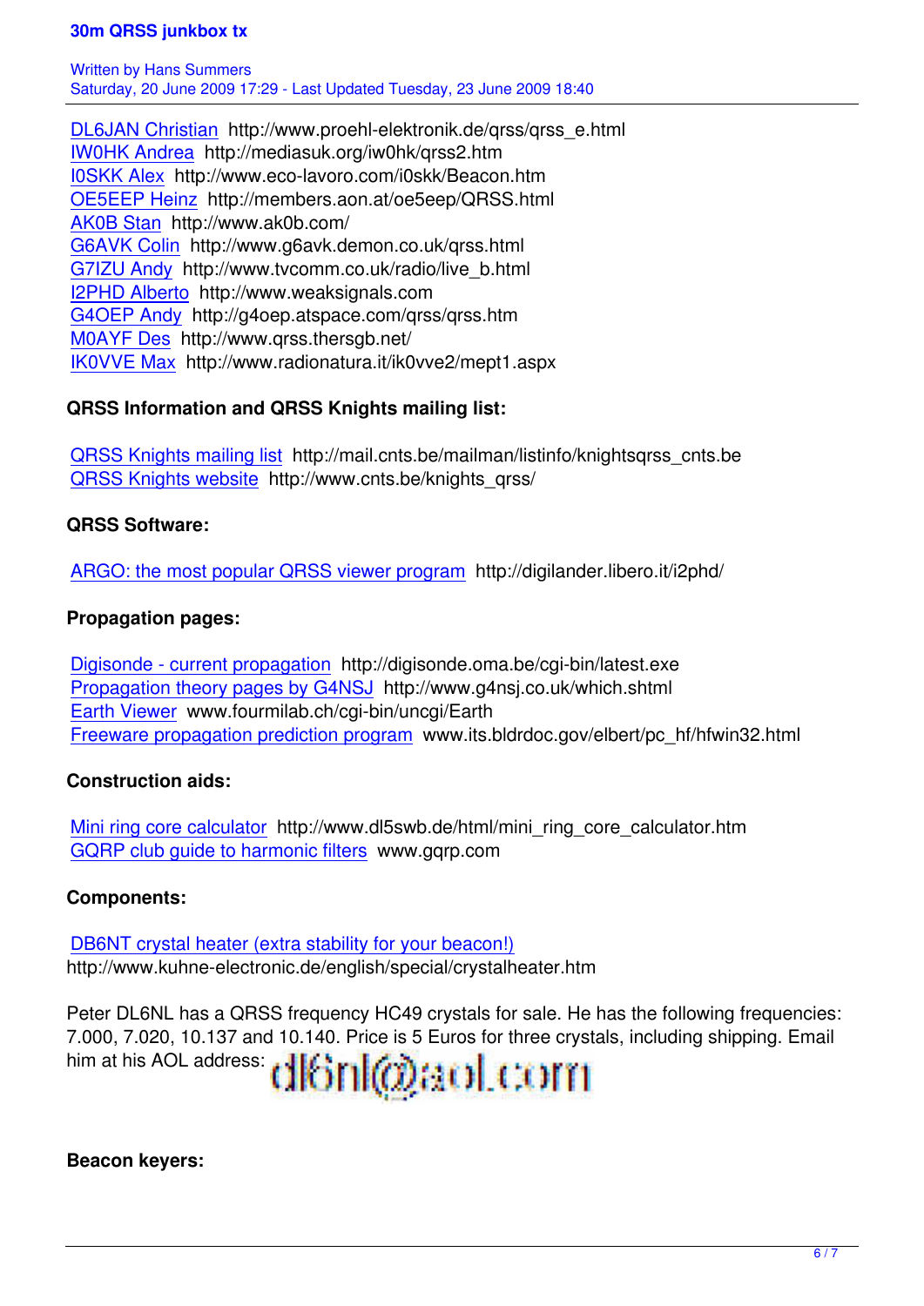DL6JAN Christian http://www.proehl-elektronik.de/qrss/qrss_e.html
IW0HK Andrea http://mediasuk.org/iw0hk/qrss2.htm
I0SKK Alex http://www.eco-lavoro.com/i0skk/Beacon.htm
OE5EEP Heinz http://members.aon.at/oe5eep/QRSS.html
AK0B Stan http://www.ak0b.com/
G6AVK Colin http://www.g6avk.demon.co.uk/qrss.html
G7IZU Andy http://www.tvcomm.co.uk/radio/live_b.html
I2PHD Alberto http://www.weaksignals.com
G4OEP Andy http://g4oep.atspace.com/qrss/qrss.htm
M0AYF Des http://www.qrss.thersgb.net/
IK0VVE Max http://www.radionatura.it/ik0vve2/mept1.aspx

**QRSS Information and QRSS Knights mailing list:**

QRSS Knights mailing list http://mail.cnts.be/mailman/listinfo/knightsqrss_cnts.be
QRSS Knights website http://www.cnts.be/knights_qrss/

**QRSS Software:**

ARGO: the most popular QRSS viewer program http://digilander.libero.it/i2phd/

**Propagation pages:**

Digisonde - current propagation http://digisonde.oma.be/cgi-bin/latest.exe
Propagation theory pages by G4NSJ http://www.g4nsj.co.uk/which.shtml
Earth Viewer www.fourmilab.ch/cgi-bin/uncgi/Earth
Freeware propagation prediction program www.its.bldrdoc.gov/elbert/pc_hf/hfwin32.html

**Construction aids:**

Mini ring core calculator http://www.dl5swb.de/html/mini_ring_core_calculator.htm
GQRP club guide to harmonic filters www.gqrp.com

**Components:**

DB6NT crystal heater (extra stability for your beacon!)
http://www.kuhne-electronic.de/english/special/crystalheater.htm

Peter DL6NL has a QRSS frequency HC49 crystals for sale. He has the following frequencies: 7.000, 7.020, 10.137 and 10.140. Price is 5 Euros for three crystals, including shipping. Email him at his AOL address: dl6nl@aol.com

**Beacon keyers:**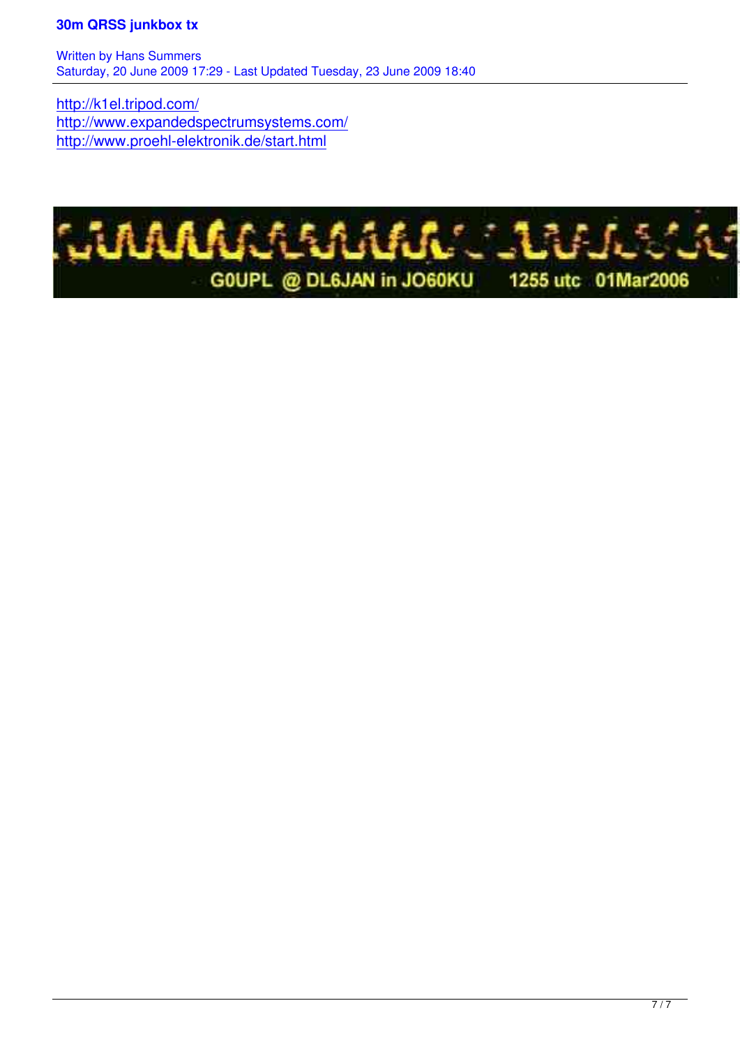http://k1el.tripod.com/
http://www.expandedspectrumsystems.com/
http://www.proehl-elektronik.de/start.html

G0UPL @ DL6JAN in JO60KU 1255 utc 01Mar2006